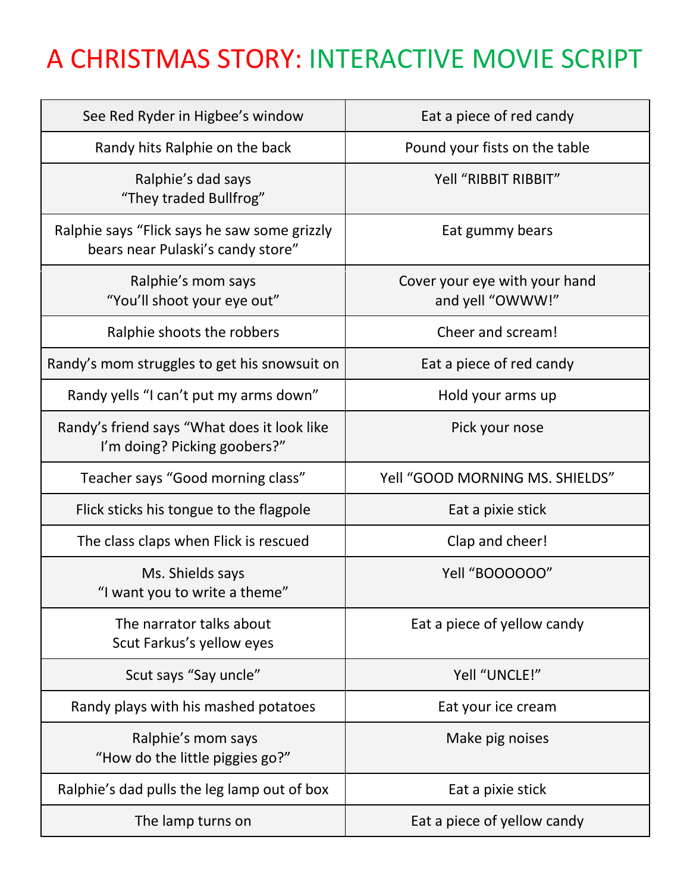# A CHRISTMAS STORY: INTERACTIVE MOVIE SCRIPT

| | |
|---|---|
| See Red Ryder in Higbee's window | Eat a piece of red candy |
| Randy hits Ralphie on the back | Pound your fists on the table |
| Ralphie's dad says "They traded Bullfrog" | Yell "RIBBIT RIBBIT" |
| Ralphie says "Flick says he saw some grizzly bears near Pulaski's candy store" | Eat gummy bears |
| Ralphie's mom says "You'll shoot your eye out" | Cover your eye with your hand and yell "OWWW!" |
| Ralphie shoots the robbers | Cheer and scream! |
| Randy's mom struggles to get his snowsuit on | Eat a piece of red candy |
| Randy yells "I can't put my arms down" | Hold your arms up |
| Randy's friend says "What does it look like I'm doing? Picking goobers?" | Pick your nose |
| Teacher says "Good morning class" | Yell "GOOD MORNING MS. SHIELDS" |
| Flick sticks his tongue to the flagpole | Eat a pixie stick |
| The class claps when Flick is rescued | Clap and cheer! |
| Ms. Shields says "I want you to write a theme" | Yell "BOOOOOO" |
| The narrator talks about Scut Farkus's yellow eyes | Eat a piece of yellow candy |
| Scut says "Say uncle" | Yell "UNCLE!" |
| Randy plays with his mashed potatoes | Eat your ice cream |
| Ralphie's mom says "How do the little piggies go?" | Make pig noises |
| Ralphie's dad pulls the leg lamp out of box | Eat a pixie stick |
| The lamp turns on | Eat a piece of yellow candy |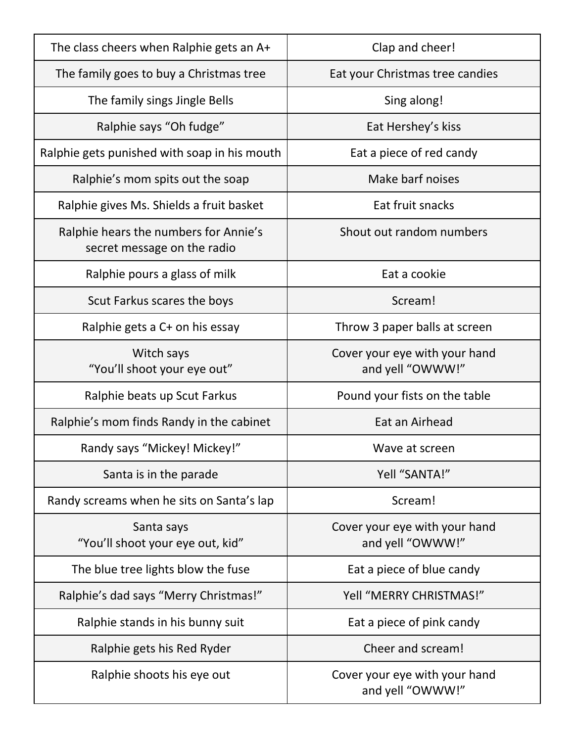| | |
|---|---|
| The class cheers when Ralphie gets an A+ | Clap and cheer! |
| The family goes to buy a Christmas tree | Eat your Christmas tree candies |
| The family sings Jingle Bells | Sing along! |
| Ralphie says “Oh fudge” | Eat Hershey’s kiss |
| Ralphie gets punished with soap in his mouth | Eat a piece of red candy |
| Ralphie’s mom spits out the soap | Make barf noises |
| Ralphie gives Ms. Shields a fruit basket | Eat fruit snacks |
| Ralphie hears the numbers for Annie’s secret message on the radio | Shout out random numbers |
| Ralphie pours a glass of milk | Eat a cookie |
| Scut Farkus scares the boys | Scream! |
| Ralphie gets a C+ on his essay | Throw 3 paper balls at screen |
| Witch says “You’ll shoot your eye out” | Cover your eye with your hand and yell “OWWW!” |
| Ralphie beats up Scut Farkus | Pound your fists on the table |
| Ralphie’s mom finds Randy in the cabinet | Eat an Airhead |
| Randy says “Mickey! Mickey!” | Wave at screen |
| Santa is in the parade | Yell “SANTA!” |
| Randy screams when he sits on Santa’s lap | Scream! |
| Santa says “You’ll shoot your eye out, kid” | Cover your eye with your hand and yell “OWWW!” |
| The blue tree lights blow the fuse | Eat a piece of blue candy |
| Ralphie’s dad says “Merry Christmas!” | Yell “MERRY CHRISTMAS!” |
| Ralphie stands in his bunny suit | Eat a piece of pink candy |
| Ralphie gets his Red Ryder | Cheer and scream! |
| Ralphie shoots his eye out | Cover your eye with your hand and yell “OWWW!” |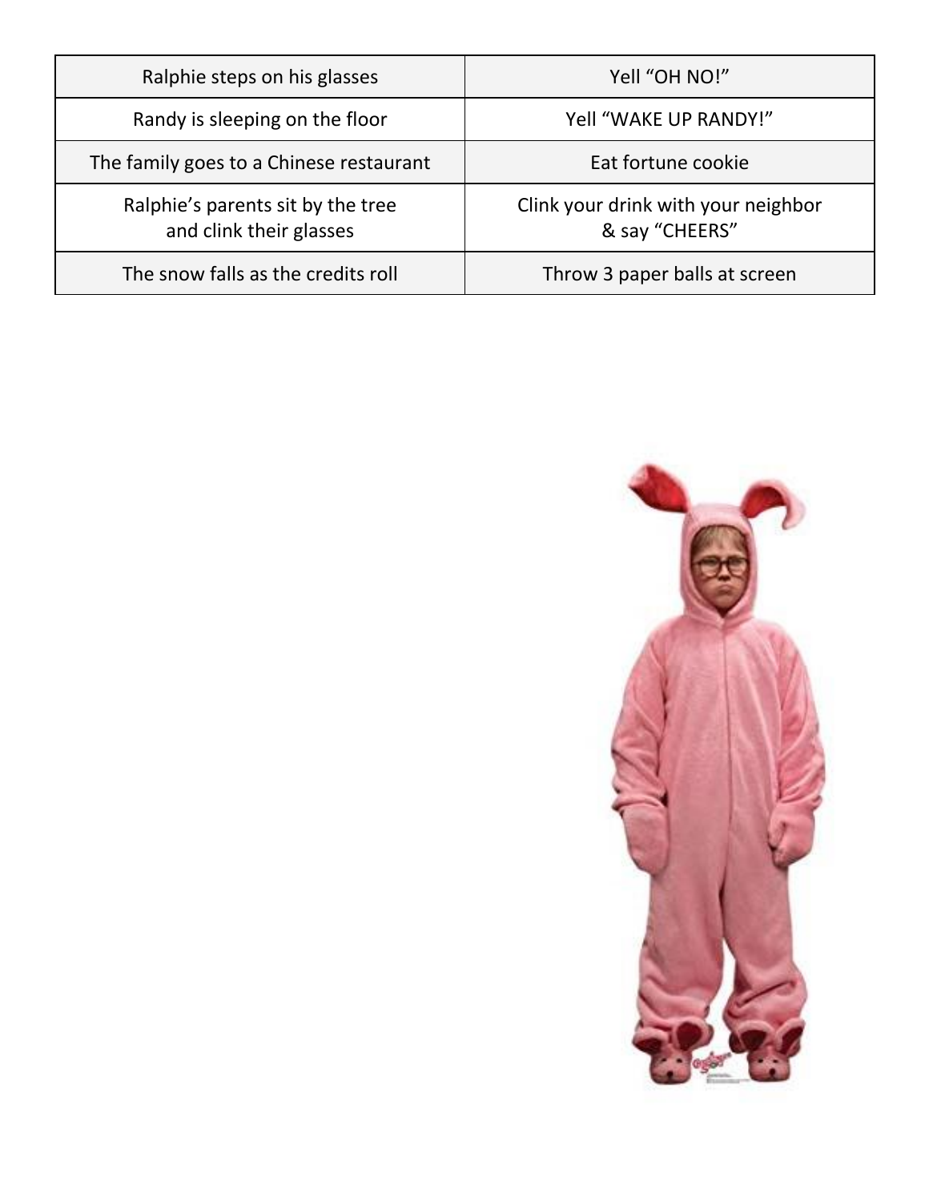| Ralphie steps on his glasses | Yell “OH NO!” |
| --- | --- |
| Randy is sleeping on the floor | Yell “WAKE UP RANDY!” |
| The family goes to a Chinese restaurant | Eat fortune cookie |
| Ralphie’s parents sit by the tree and clink their glasses | Clink your drink with your neighbor & say “CHEERS” |
| The snow falls as the credits roll | Throw 3 paper balls at screen |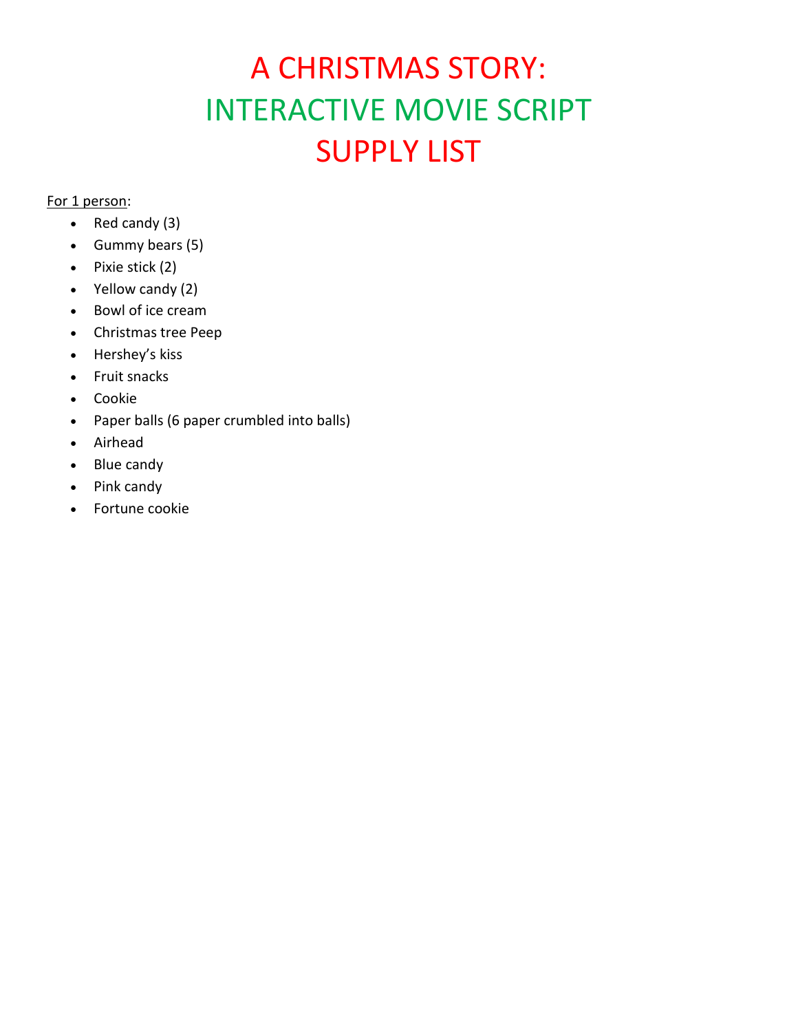# A CHRISTMAS STORY:
# INTERACTIVE MOVIE SCRIPT
# SUPPLY LIST

For 1 person:

- Red candy (3)
- Gummy bears (5)
- Pixie stick (2)
- Yellow candy (2)
- Bowl of ice cream
- Christmas tree Peep
- Hershey's kiss
- Fruit snacks
- Cookie
- Paper balls (6 paper crumbled into balls)
- Airhead
- Blue candy
- Pink candy
- Fortune cookie